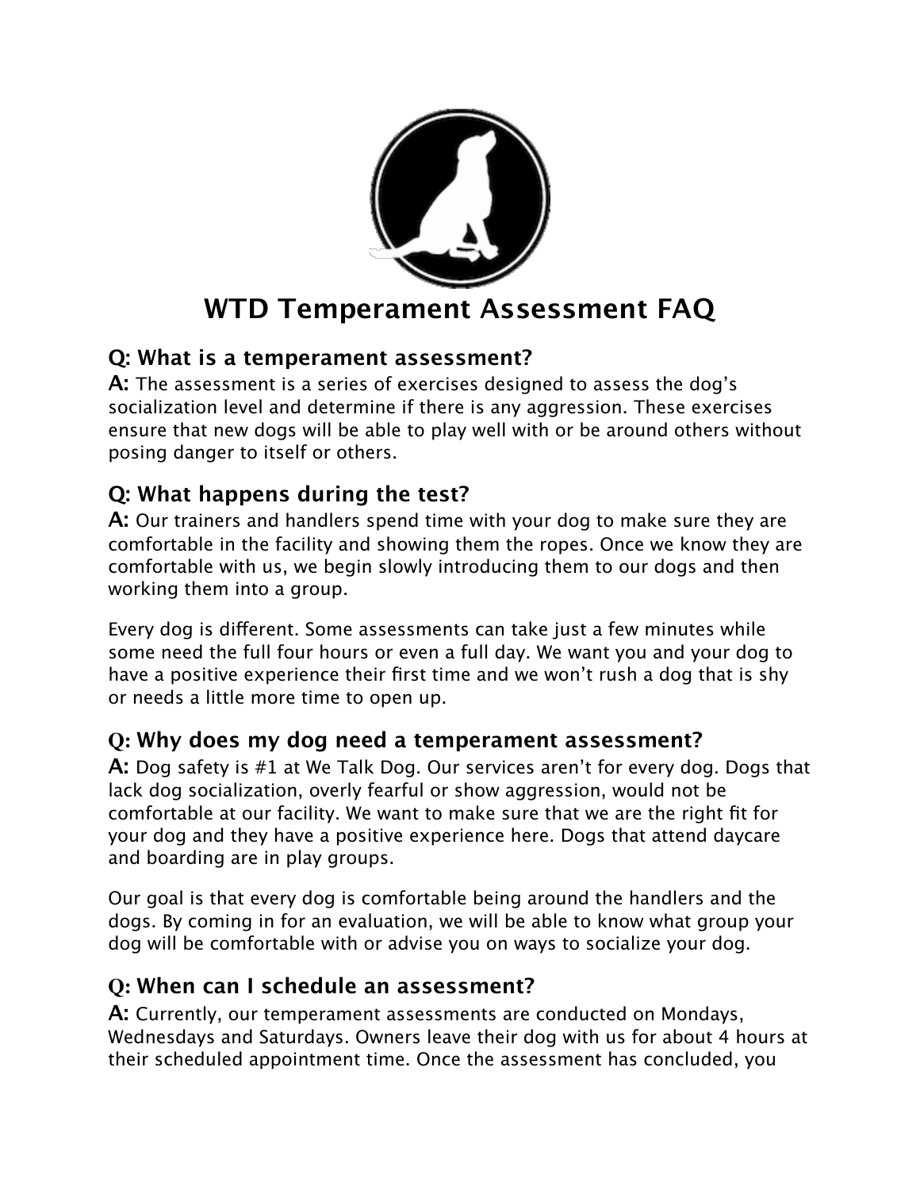# WTD Temperament Assessment FAQ

## Q: What is a temperament assessment?

**A:** The assessment is a series of exercises designed to assess the dog's socialization level and determine if there is any aggression. These exercises ensure that new dogs will be able to play well with or be around others without posing danger to itself or others.

## Q: What happens during the test?

**A:** Our trainers and handlers spend time with your dog to make sure they are comfortable in the facility and showing them the ropes. Once we know they are comfortable with us, we begin slowly introducing them to our dogs and then working them into a group.

Every dog is different. Some assessments can take just a few minutes while some need the full four hours or even a full day. We want you and your dog to have a positive experience their first time and we won't rush a dog that is shy or needs a little more time to open up.

## Q: Why does my dog need a temperament assessment?

**A:** Dog safety is #1 at We Talk Dog. Our services aren't for every dog. Dogs that lack dog socialization, overly fearful or show aggression, would not be comfortable at our facility. We want to make sure that we are the right fit for your dog and they have a positive experience here. Dogs that attend daycare and boarding are in play groups.

Our goal is that every dog is comfortable being around the handlers and the dogs. By coming in for an evaluation, we will be able to know what group your dog will be comfortable with or advise you on ways to socialize your dog.

## Q: When can I schedule an assessment?

**A:** Currently, our temperament assessments are conducted on Mondays, Wednesdays and Saturdays. Owners leave their dog with us for about 4 hours at their scheduled appointment time. Once the assessment has concluded, you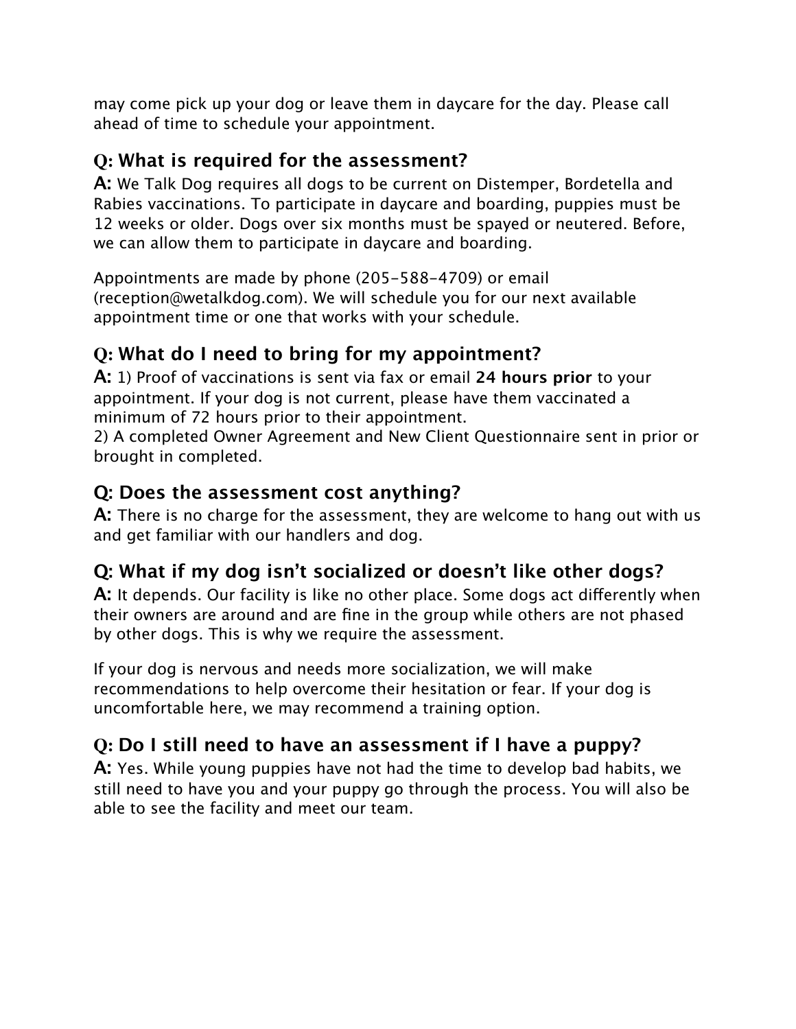may come pick up your dog or leave them in daycare for the day. Please call ahead of time to schedule your appointment.

## Q: What is required for the assessment?

**A:** We Talk Dog requires all dogs to be current on Distemper, Bordetella and Rabies vaccinations. To participate in daycare and boarding, puppies must be 12 weeks or older. Dogs over six months must be spayed or neutered. Before, we can allow them to participate in daycare and boarding.

Appointments are made by phone (205-588-4709) or email (reception@wetalkdog.com). We will schedule you for our next available appointment time or one that works with your schedule.

## Q: What do I need to bring for my appointment?

**A:** 1) Proof of vaccinations is sent via fax or email **24 hours prior** to your appointment. If your dog is not current, please have them vaccinated a minimum of 72 hours prior to their appointment.
2) A completed Owner Agreement and New Client Questionnaire sent in prior or brought in completed.

## Q: Does the assessment cost anything?

**A:** There is no charge for the assessment, they are welcome to hang out with us and get familiar with our handlers and dog.

## Q: What if my dog isn't socialized or doesn't like other dogs?

**A:** It depends. Our facility is like no other place. Some dogs act differently when their owners are around and are fine in the group while others are not phased by other dogs. This is why we require the assessment.

If your dog is nervous and needs more socialization, we will make recommendations to help overcome their hesitation or fear. If your dog is uncomfortable here, we may recommend a training option.

## Q: Do I still need to have an assessment if I have a puppy?

**A:** Yes. While young puppies have not had the time to develop bad habits, we still need to have you and your puppy go through the process. You will also be able to see the facility and meet our team.